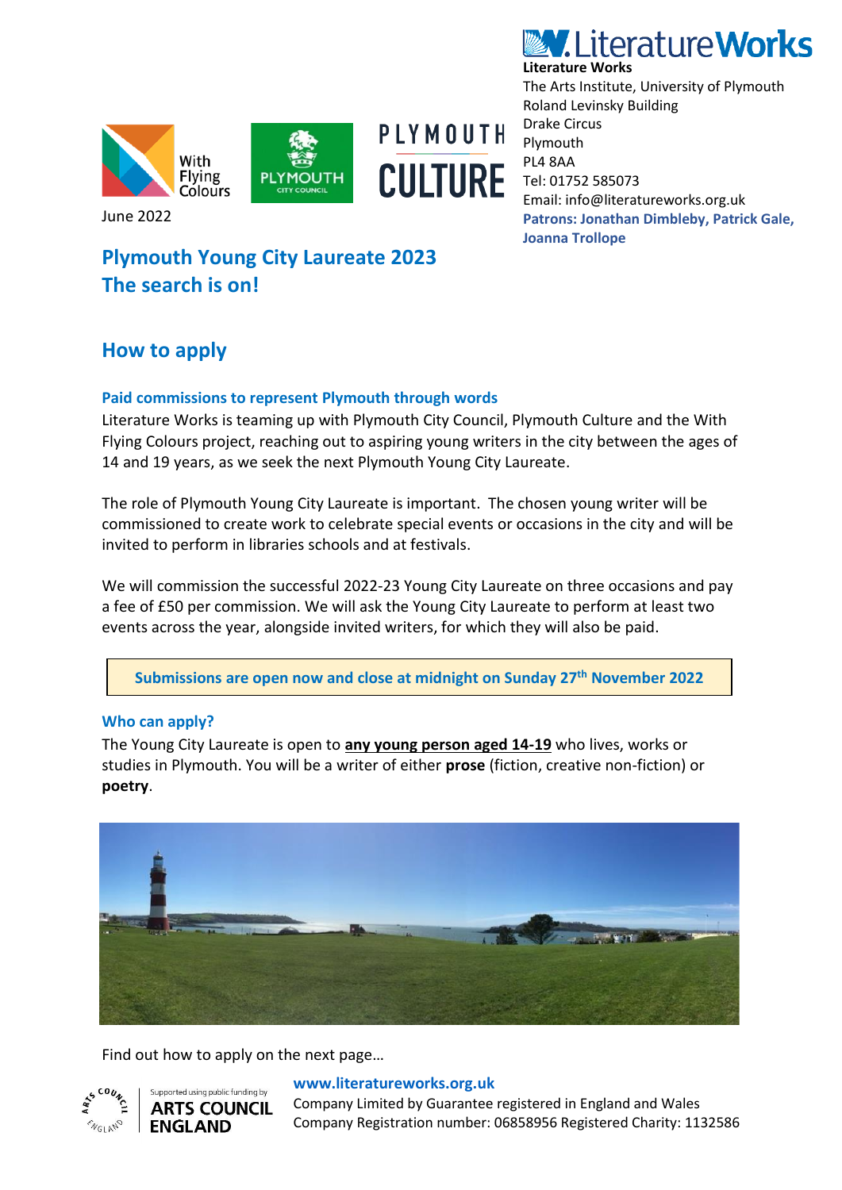**Literature Works**
The Arts Institute, University of Plymouth
Roland Levinsky Building
Drake Circus
Plymouth
PL4 8AA
Tel: 01752 585073
Email: info@literatureworks.org.uk
**Patrons: Jonathan Dimbleby, Patrick Gale, Joanna Trollope**

June 2022

# Plymouth Young City Laureate 2023
# The search is on!

## How to apply

### Paid commissions to represent Plymouth through words

Literature Works is teaming up with Plymouth City Council, Plymouth Culture and the With Flying Colours project, reaching out to aspiring young writers in the city between the ages of 14 and 19 years, as we seek the next Plymouth Young City Laureate.

The role of Plymouth Young City Laureate is important. The chosen young writer will be commissioned to create work to celebrate special events or occasions in the city and will be invited to perform in libraries schools and at festivals.

We will commission the successful 2022-23 Young City Laureate on three occasions and pay a fee of £50 per commission. We will ask the Young City Laureate to perform at least two events across the year, alongside invited writers, for which they will also be paid.

**Submissions are open now and close at midnight on Sunday 27th November 2022**

### Who can apply?

The Young City Laureate is open to **any young person aged 14-19** who lives, works or studies in Plymouth. You will be a writer of either **prose** (fiction, creative non-fiction) or **poetry**.

Find out how to apply on the next page…

Supported using public funding by ARTS COUNCIL ENGLAND

**www.literatureworks.org.uk**
Company Limited by Guarantee registered in England and Wales
Company Registration number: 06858956 Registered Charity: 1132586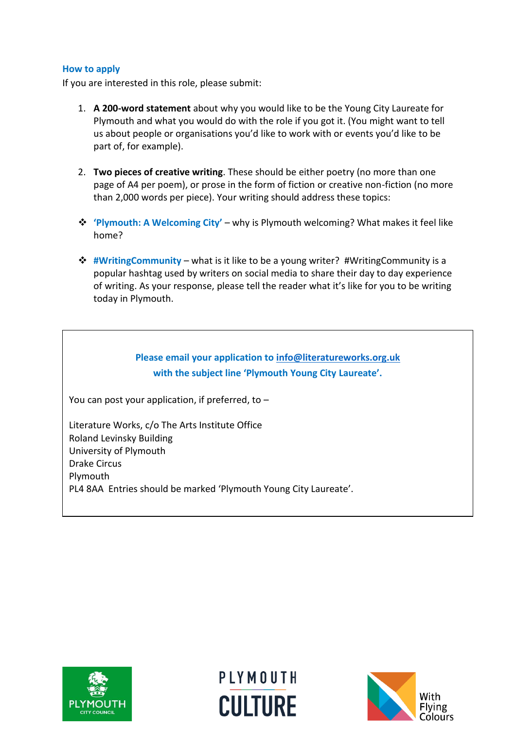### How to apply

If you are interested in this role, please submit:

1. **A 200-word statement** about why you would like to be the Young City Laureate for Plymouth and what you would do with the role if you got it. (You might want to tell us about people or organisations you'd like to work with or events you'd like to be part of, for example).

2. **Two pieces of creative writing**. These should be either poetry (no more than one page of A4 per poem), or prose in the form of fiction or creative non-fiction (no more than 2,000 words per piece). Your writing should address these topics:

- **'Plymouth: A Welcoming City'** – why is Plymouth welcoming? What makes it feel like home?

- **#WritingCommunity** – what is it like to be a young writer? #WritingCommunity is a popular hashtag used by writers on social media to share their day to day experience of writing. As your response, please tell the reader what it's like for you to be writing today in Plymouth.

**Please email your application to info@literatureworks.org.uk with the subject line 'Plymouth Young City Laureate'.**

You can post your application, if preferred, to –

Literature Works, c/o The Arts Institute Office
Roland Levinsky Building
University of Plymouth
Drake Circus
Plymouth
PL4 8AA Entries should be marked 'Plymouth Young City Laureate'.

PLYMOUTH CITY COUNCIL

PLYMOUTH CULTURE

With Flying Colours